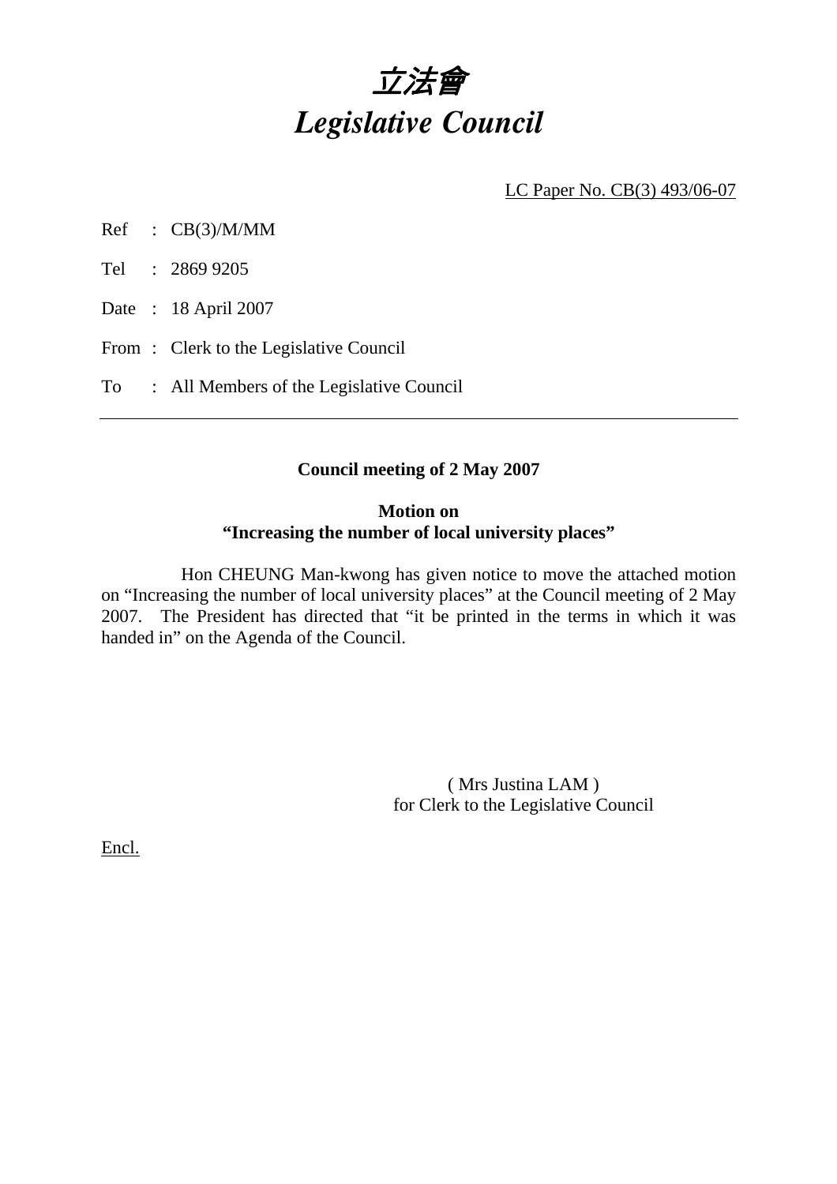# *立法會*
# *Legislative Council*

LC Paper No. CB(3) 493/06-07

Ref : CB(3)/M/MM

Tel : 2869 9205

Date : 18 April 2007

From : Clerk to the Legislative Council

To : All Members of the Legislative Council

---

**Council meeting of 2 May 2007**

**Motion on**
**"Increasing the number of local university places"**

Hon CHEUNG Man-kwong has given notice to move the attached motion on "Increasing the number of local university places" at the Council meeting of 2 May 2007. The President has directed that "it be printed in the terms in which it was handed in" on the Agenda of the Council.

( Mrs Justina LAM )
for Clerk to the Legislative Council

Encl.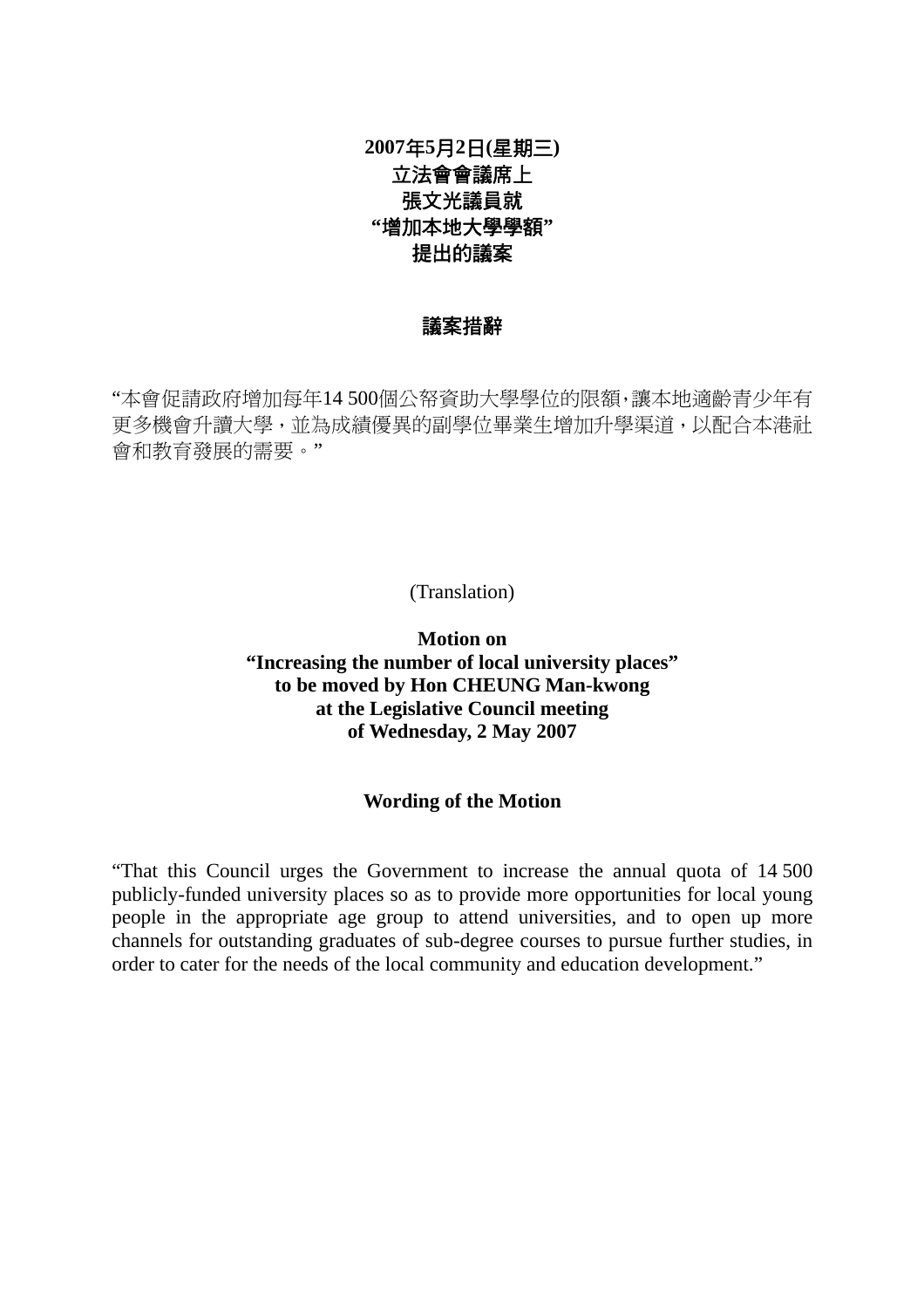**2007年5月2日(星期三)**
**立法會會議席上**
**張文光議員就**
**"增加本地大學學額"**
**提出的議案**

**議案措辭**

"本會促請政府增加每年14 500個公帑資助大學學位的限額，讓本地適齡青少年有更多機會升讀大學，並為成績優異的副學位畢業生增加升學渠道，以配合本港社會和教育發展的需要。"

(Translation)

**Motion on**
**"Increasing the number of local university places"**
**to be moved by Hon CHEUNG Man-kwong**
**at the Legislative Council meeting**
**of Wednesday, 2 May 2007**

**Wording of the Motion**

"That this Council urges the Government to increase the annual quota of 14 500 publicly-funded university places so as to provide more opportunities for local young people in the appropriate age group to attend universities, and to open up more channels for outstanding graduates of sub-degree courses to pursue further studies, in order to cater for the needs of the local community and education development."